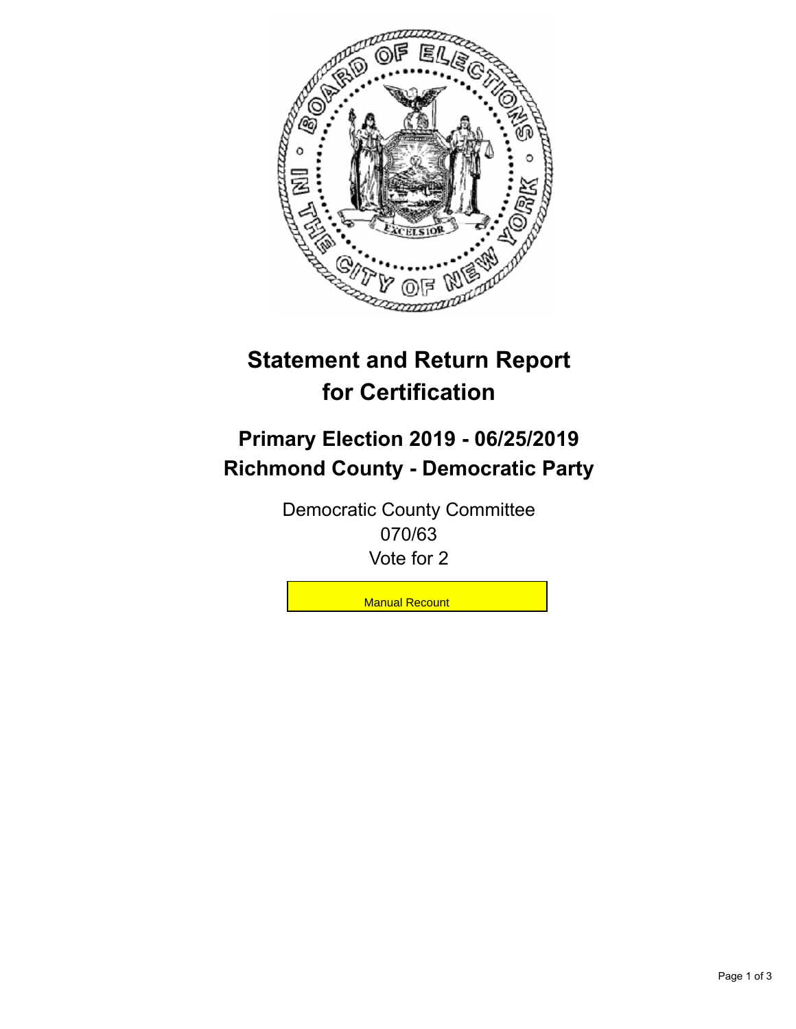# Statement and Return Report for Certification

## Primary Election 2019 - 06/25/2019
## Richmond County - Democratic Party

Democratic County Committee
070/63
Vote for 2

Manual Recount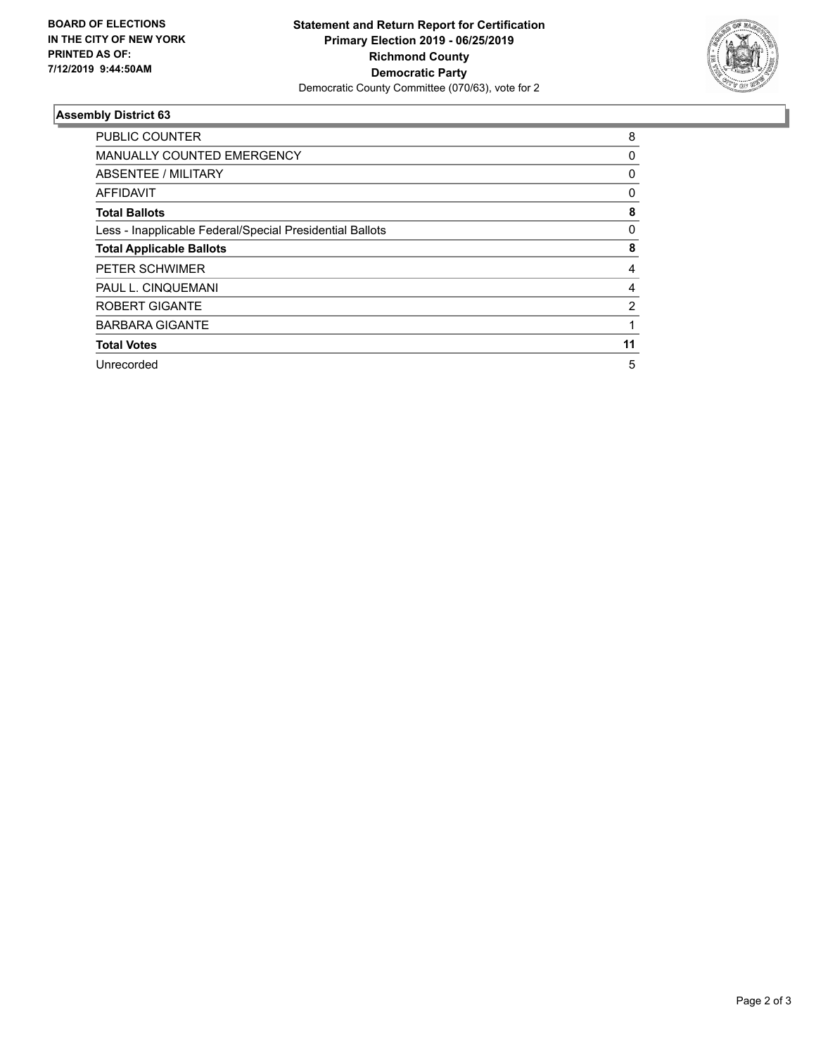**BOARD OF ELECTIONS IN THE CITY OF NEW YORK PRINTED AS OF: 7/12/2019 9:44:50AM**

**Statement and Return Report for Certification**
**Primary Election 2019 - 06/25/2019**
**Richmond County**
**Democratic Party**
Democratic County Committee (070/63), vote for 2

### Assembly District 63

| | |
|---|---|
| PUBLIC COUNTER | 8 |
| MANUALLY COUNTED EMERGENCY | 0 |
| ABSENTEE / MILITARY | 0 |
| AFFIDAVIT | 0 |
| **Total Ballots** | **8** |
| Less - Inapplicable Federal/Special Presidential Ballots | 0 |
| **Total Applicable Ballots** | **8** |
| PETER SCHWIMER | 4 |
| PAUL L. CINQUEMANI | 4 |
| ROBERT GIGANTE | 2 |
| BARBARA GIGANTE | 1 |
| **Total Votes** | **11** |
| Unrecorded | 5 |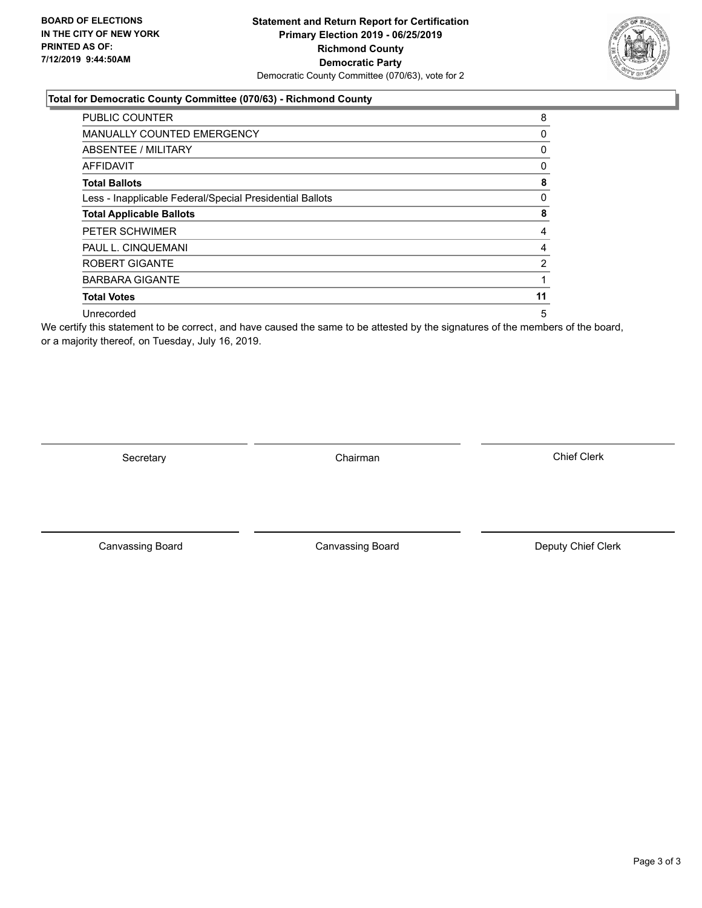**BOARD OF ELECTIONS IN THE CITY OF NEW YORK PRINTED AS OF: 7/12/2019 9:44:50AM**

**Statement and Return Report for Certification**
**Primary Election 2019 - 06/25/2019**
**Richmond County**
**Democratic Party**
Democratic County Committee (070/63), vote for 2

### Total for Democratic County Committee (070/63) - Richmond County

| | |
|---|---|
| PUBLIC COUNTER | 8 |
| MANUALLY COUNTED EMERGENCY | 0 |
| ABSENTEE / MILITARY | 0 |
| AFFIDAVIT | 0 |
| **Total Ballots** | **8** |
| Less - Inapplicable Federal/Special Presidential Ballots | 0 |
| **Total Applicable Ballots** | **8** |
| PETER SCHWIMER | 4 |
| PAUL L. CINQUEMANI | 4 |
| ROBERT GIGANTE | 2 |
| BARBARA GIGANTE | 1 |
| **Total Votes** | **11** |
| Unrecorded | 5 |

We certify this statement to be correct, and have caused the same to be attested by the signatures of the members of the board, or a majority thereof, on Tuesday, July 16, 2019.

Secretary

Chairman

Chief Clerk

Canvassing Board

Canvassing Board

Deputy Chief Clerk